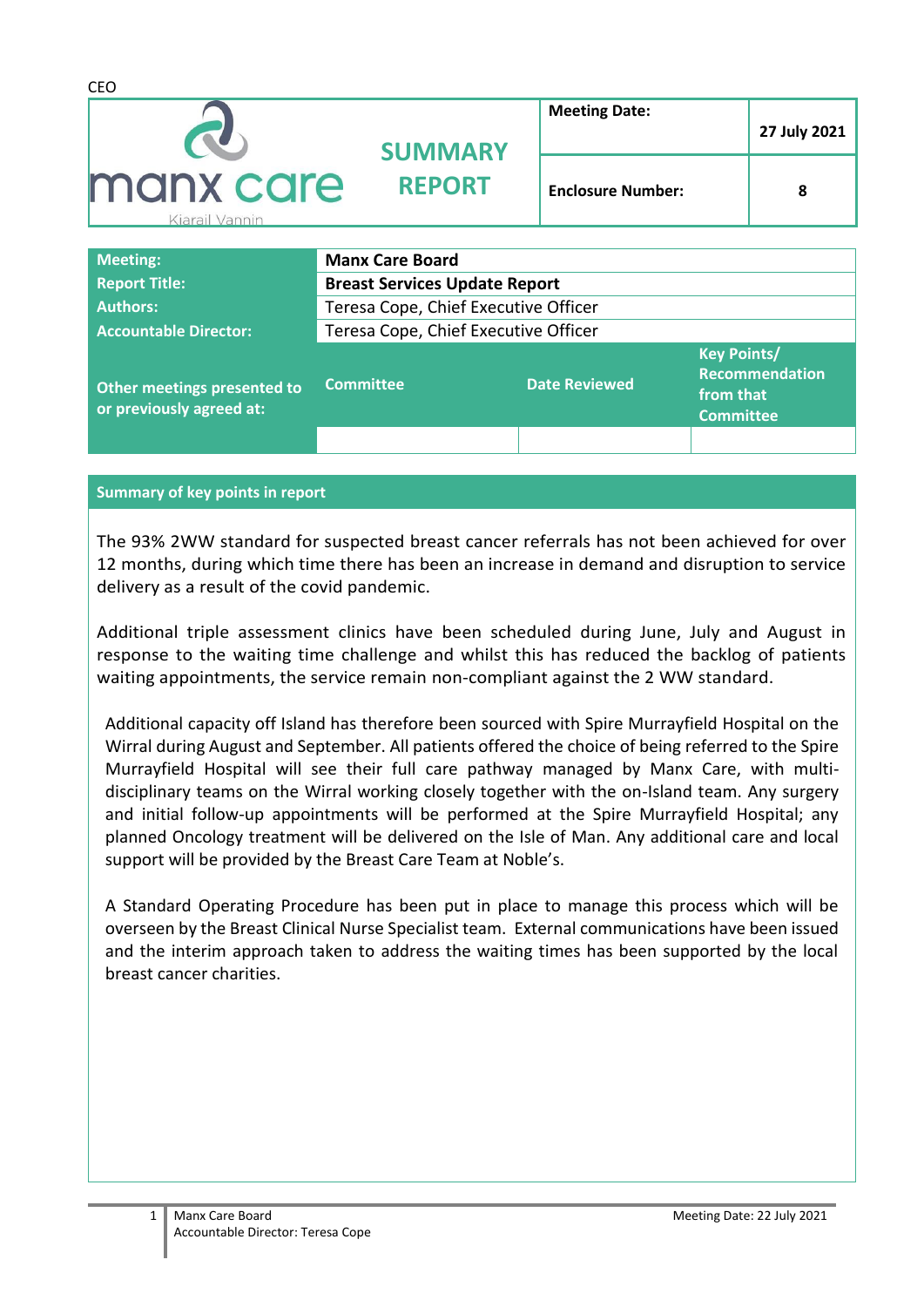CEO

| manx care Kiarail Vannin | SUMMARY REPORT | Meeting Date: | 27 July 2021 |
|---|---|---|---|
| | | Enclosure Number: | 8 |

| | | | |
|---|---|---|---|
| **Meeting:** | **Manx Care Board** | | |
| **Report Title:** | **Breast Services Update Report** | | |
| **Authors:** | Teresa Cope, Chief Executive Officer | | |
| **Accountable Director:** | Teresa Cope, Chief Executive Officer | | |
| **Other meetings presented to or previously agreed at:** | **Committee** | **Date Reviewed** | **Key Points/ Recommendation from that Committee** |
| | | | |

## Summary of key points in report

The 93% 2WW standard for suspected breast cancer referrals has not been achieved for over 12 months, during which time there has been an increase in demand and disruption to service delivery as a result of the covid pandemic.

Additional triple assessment clinics have been scheduled during June, July and August in response to the waiting time challenge and whilst this has reduced the backlog of patients waiting appointments, the service remain non-compliant against the 2 WW standard.

Additional capacity off Island has therefore been sourced with Spire Murrayfield Hospital on the Wirral during August and September. All patients offered the choice of being referred to the Spire Murrayfield Hospital will see their full care pathway managed by Manx Care, with multi-disciplinary teams on the Wirral working closely together with the on-Island team. Any surgery and initial follow-up appointments will be performed at the Spire Murrayfield Hospital; any planned Oncology treatment will be delivered on the Isle of Man. Any additional care and local support will be provided by the Breast Care Team at Noble's.

A Standard Operating Procedure has been put in place to manage this process which will be overseen by the Breast Clinical Nurse Specialist team. External communications have been issued and the interim approach taken to address the waiting times has been supported by the local breast cancer charities.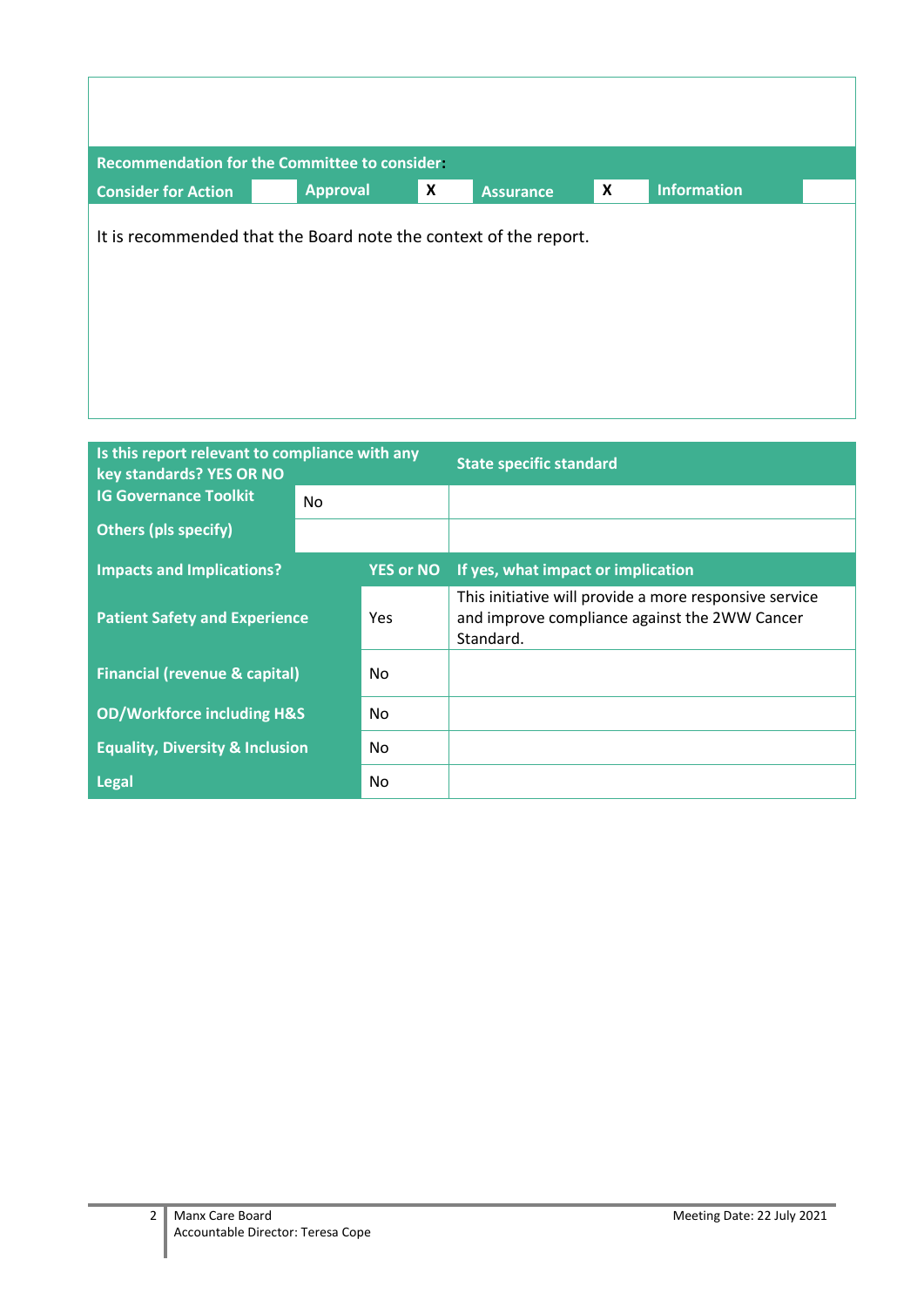**Recommendation for the Committee to consider:**

| Consider for Action | | Approval | X | Assurance | X | Information | |
|---|---|---|---|---|---|---|---|

It is recommended that the Board note the context of the report.

| Is this report relevant to compliance with any key standards? YES OR NO | | State specific standard |
|---|---|---|
| IG Governance Toolkit | No | |
| Others (pls specify) | | |

| Impacts and Implications? | YES or NO | If yes, what impact or implication |
|---|---|---|
| Patient Safety and Experience | Yes | This initiative will provide a more responsive service and improve compliance against the 2WW Cancer Standard. |
| Financial (revenue & capital) | No | |
| OD/Workforce including H&S | No | |
| Equality, Diversity & Inclusion | No | |
| Legal | No | |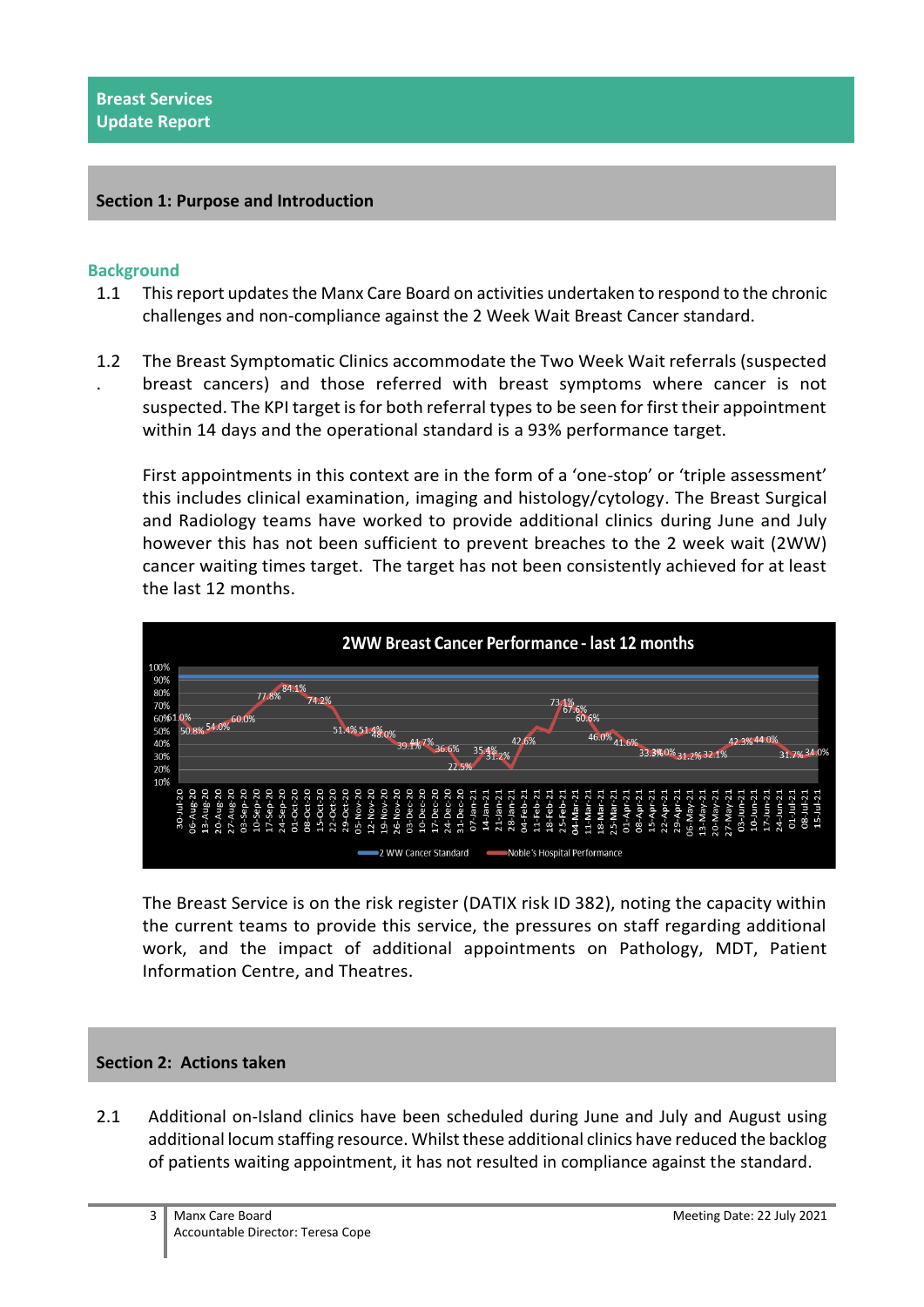**Breast Services Update Report**

## Section 1: Purpose and Introduction

### Background

1.1 This report updates the Manx Care Board on activities undertaken to respond to the chronic challenges and non-compliance against the 2 Week Wait Breast Cancer standard.

1.2 The Breast Symptomatic Clinics accommodate the Two Week Wait referrals (suspected breast cancers) and those referred with breast symptoms where cancer is not suspected. The KPI target is for both referral types to be seen for first their appointment within 14 days and the operational standard is a 93% performance target.

First appointments in this context are in the form of a 'one-stop' or 'triple assessment' this includes clinical examination, imaging and histology/cytology. The Breast Surgical and Radiology teams have worked to provide additional clinics during June and July however this has not been sufficient to prevent breaches to the 2 week wait (2WW) cancer waiting times target. The target has not been consistently achieved for at least the last 12 months.

**2WW Breast Cancer Performance - last 12 months**

Legend: 2 WW Cancer Standard; Noble's Hospital Performance

The Breast Service is on the risk register (DATIX risk ID 382), noting the capacity within the current teams to provide this service, the pressures on staff regarding additional work, and the impact of additional appointments on Pathology, MDT, Patient Information Centre, and Theatres.

## Section 2: Actions taken

2.1 Additional on-Island clinics have been scheduled during June and July and August using additional locum staffing resource. Whilst these additional clinics have reduced the backlog of patients waiting appointment, it has not resulted in compliance against the standard.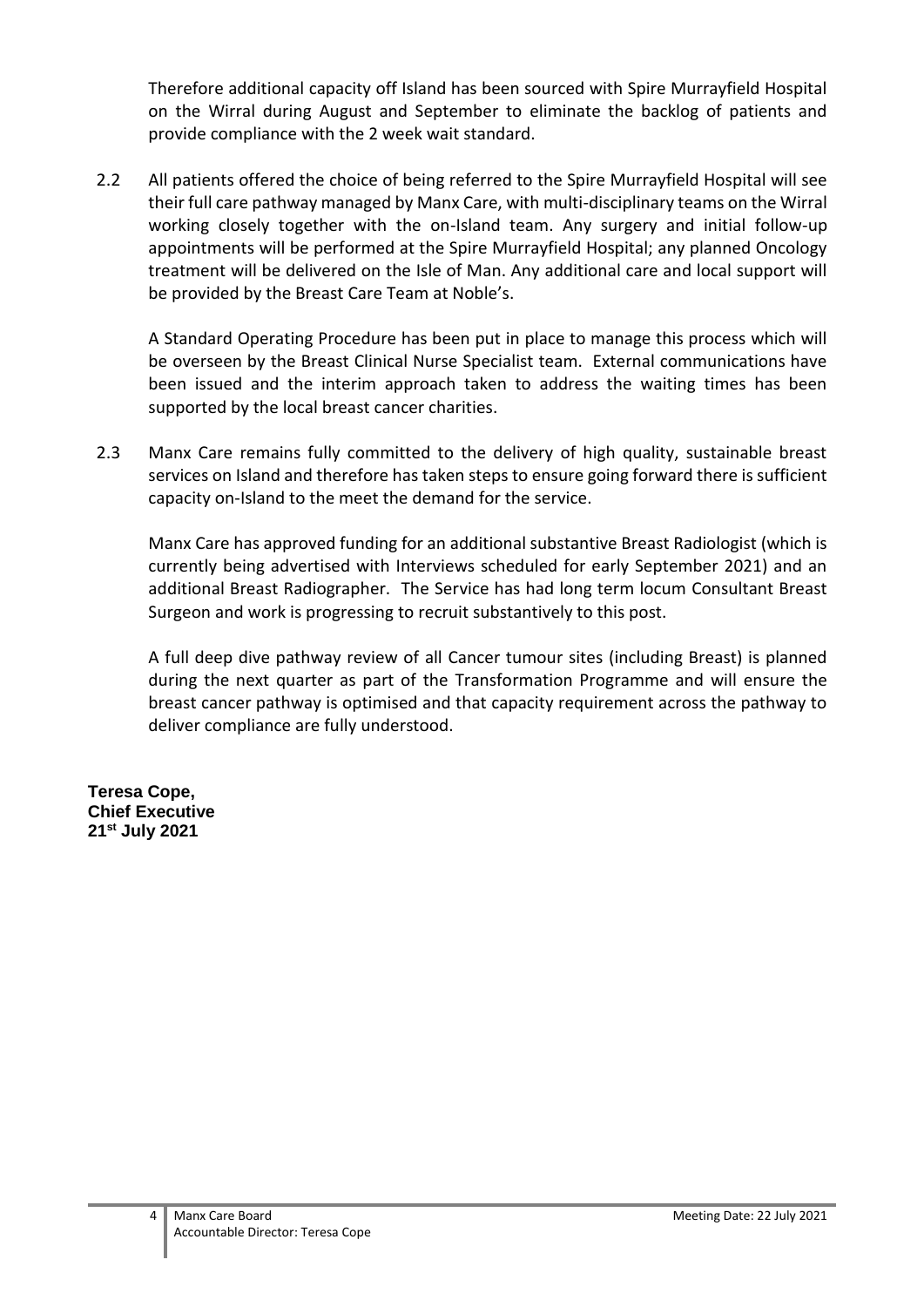Therefore additional capacity off Island has been sourced with Spire Murrayfield Hospital on the Wirral during August and September to eliminate the backlog of patients and provide compliance with the 2 week wait standard.

2.2 All patients offered the choice of being referred to the Spire Murrayfield Hospital will see their full care pathway managed by Manx Care, with multi-disciplinary teams on the Wirral working closely together with the on-Island team. Any surgery and initial follow-up appointments will be performed at the Spire Murrayfield Hospital; any planned Oncology treatment will be delivered on the Isle of Man. Any additional care and local support will be provided by the Breast Care Team at Noble's.

 A Standard Operating Procedure has been put in place to manage this process which will be overseen by the Breast Clinical Nurse Specialist team. External communications have been issued and the interim approach taken to address the waiting times has been supported by the local breast cancer charities.

2.3 Manx Care remains fully committed to the delivery of high quality, sustainable breast services on Island and therefore has taken steps to ensure going forward there is sufficient capacity on-Island to the meet the demand for the service.

 Manx Care has approved funding for an additional substantive Breast Radiologist (which is currently being advertised with Interviews scheduled for early September 2021) and an additional Breast Radiographer. The Service has had long term locum Consultant Breast Surgeon and work is progressing to recruit substantively to this post.

 A full deep dive pathway review of all Cancer tumour sites (including Breast) is planned during the next quarter as part of the Transformation Programme and will ensure the breast cancer pathway is optimised and that capacity requirement across the pathway to deliver compliance are fully understood.

**Teresa Cope,**
**Chief Executive**
**21st July 2021**